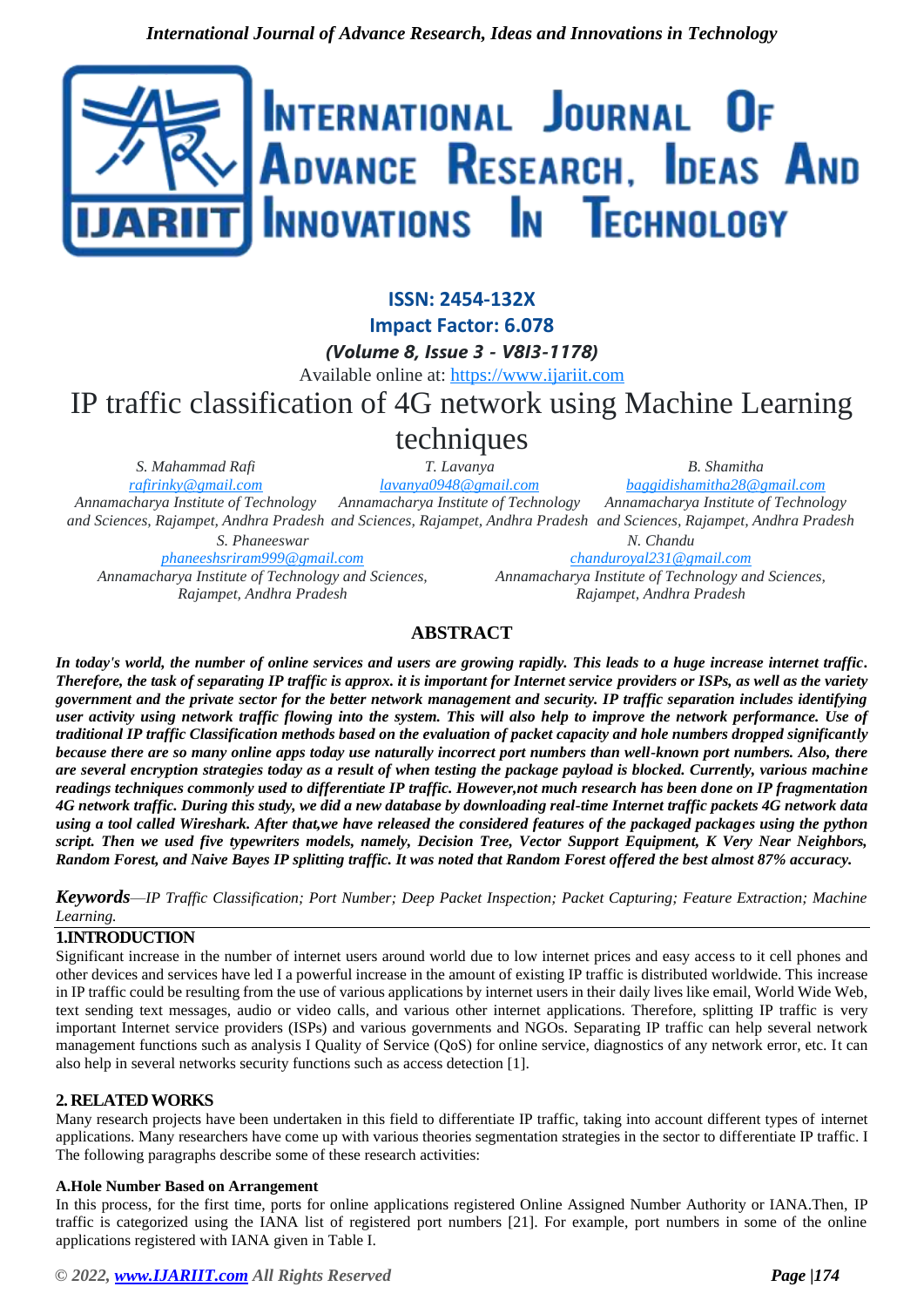**ISSN: 2454-132X**

**Impact Factor: 6.078**

***(Volume 8, Issue 3 - V8I3-1178)***

Available online at: https://www.ijariit.com

# IP traffic classification of 4G network using Machine Learning techniques

*S. Mahammad Rafi*
rafirinky@gmail.com
*Annamacharya Institute of Technology and Sciences, Rajampet, Andhra Pradesh*

*T. Lavanya*
lavanya0948@gmail.com
*Annamacharya Institute of Technology and Sciences, Rajampet, Andhra Pradesh*

*B. Shamitha*
baggidishamitha28@gmail.com
*Annamacharya Institute of Technology and Sciences, Rajampet, Andhra Pradesh*

*S. Phaneeswar*
phaneeshsriram999@gmail.com
*Annamacharya Institute of Technology and Sciences, Rajampet, Andhra Pradesh*

*N. Chandu*
chanduroyal231@gmail.com
*Annamacharya Institute of Technology and Sciences, Rajampet, Andhra Pradesh*

## ABSTRACT

***In today's world, the number of online services and users are growing rapidly. This leads to a huge increase internet traffic. Therefore, the task of separating IP traffic is approx. it is important for Internet service providers or ISPs, as well as the variety government and the private sector for the better network management and security. IP traffic separation includes identifying user activity using network traffic flowing into the system. This will also help to improve the network performance. Use of traditional IP traffic Classification methods based on the evaluation of packet capacity and hole numbers dropped significantly because there are so many online apps today use naturally incorrect port numbers than well-known port numbers. Also, there are several encryption strategies today as a result of when testing the package payload is blocked. Currently, various machine readings techniques commonly used to differentiate IP traffic. However,not much research has been done on IP fragmentation 4G network traffic. During this study, we did a new database by downloading real-time Internet traffic packets 4G network data using a tool called Wireshark. After that,we have released the considered features of the packaged packages using the python script. Then we used five typewriters models, namely, Decision Tree, Vector Support Equipment, K Very Near Neighbors, Random Forest, and Naive Bayes IP splitting traffic. It was noted that Random Forest offered the best almost 87% accuracy.***

***Keywords***—*IP Traffic Classification; Port Number; Deep Packet Inspection; Packet Capturing; Feature Extraction; Machine Learning.*

## 1.INTRODUCTION

Significant increase in the number of internet users around world due to low internet prices and easy access to it cell phones and other devices and services have led I a powerful increase in the amount of existing IP traffic is distributed worldwide. This increase in IP traffic could be resulting from the use of various applications by internet users in their daily lives like email, World Wide Web, text sending text messages, audio or video calls, and various other internet applications. Therefore, splitting IP traffic is very important Internet service providers (ISPs) and various governments and NGOs. Separating IP traffic can help several network management functions such as analysis I Quality of Service (QoS) for online service, diagnostics of any network error, etc. It can also help in several networks security functions such as access detection [1].

## 2. RELATED WORKS

Many research projects have been undertaken in this field to differentiate IP traffic, taking into account different types of internet applications. Many researchers have come up with various theories segmentation strategies in the sector to differentiate IP traffic. I The following paragraphs describe some of these research activities:

### A.Hole Number Based on Arrangement

In this process, for the first time, ports for online applications registered Online Assigned Number Authority or IANA.Then, IP traffic is categorized using the IANA list of registered port numbers [21]. For example, port numbers in some of the online applications registered with IANA given in Table I.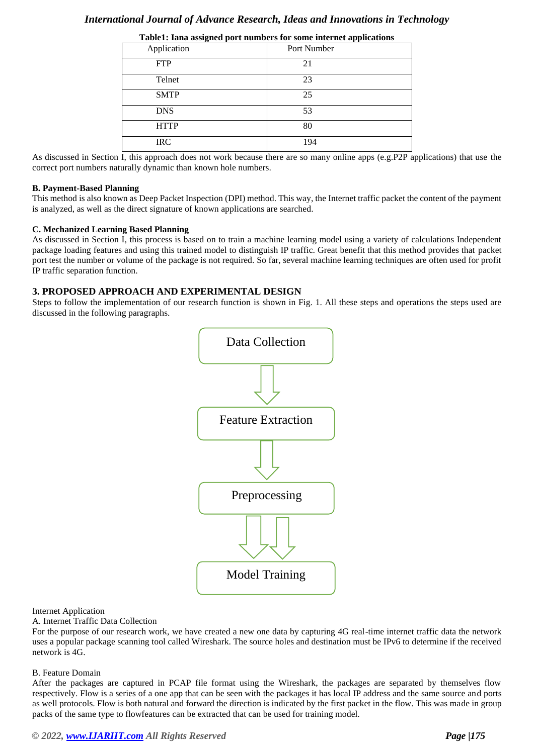**Table1: Iana assigned port numbers for some internet applications**

| Application | Port Number |
|---|---|
| FTP | 21 |
| Telnet | 23 |
| SMTP | 25 |
| DNS | 53 |
| HTTP | 80 |
| IRC | 194 |

As discussed in Section I, this approach does not work because there are so many online apps (e.g.P2P applications) that use the correct port numbers naturally dynamic than known hole numbers.

**B. Payment-Based Planning**

This method is also known as Deep Packet Inspection (DPI) method. This way, the Internet traffic packet the content of the payment is analyzed, as well as the direct signature of known applications are searched.

**C. Mechanized Learning Based Planning**

As discussed in Section I, this process is based on to train a machine learning model using a variety of calculations Independent package loading features and using this trained model to distinguish IP traffic. Great benefit that this method provides that packet port test the number or volume of the package is not required. So far, several machine learning techniques are often used for profit IP traffic separation function.

## 3. PROPOSED APPROACH AND EXPERIMENTAL DESIGN

Steps to follow the implementation of our research function is shown in Fig. 1. All these steps and operations the steps used are discussed in the following paragraphs.

Data Collection → Feature Extraction → Preprocessing → Model Training

Internet Application

A. Internet Traffic Data Collection

For the purpose of our research work, we have created a new one data by capturing 4G real-time internet traffic data the network uses a popular package scanning tool called Wireshark. The source holes and destination must be IPv6 to determine if the received network is 4G.

B. Feature Domain

After the packages are captured in PCAP file format using the Wireshark, the packages are separated by themselves flow respectively. Flow is a series of a one app that can be seen with the packages it has local IP address and the same source and ports as well protocols. Flow is both natural and forward the direction is indicated by the first packet in the flow. This was made in group packs of the same type to flowfeatures can be extracted that can be used for training model.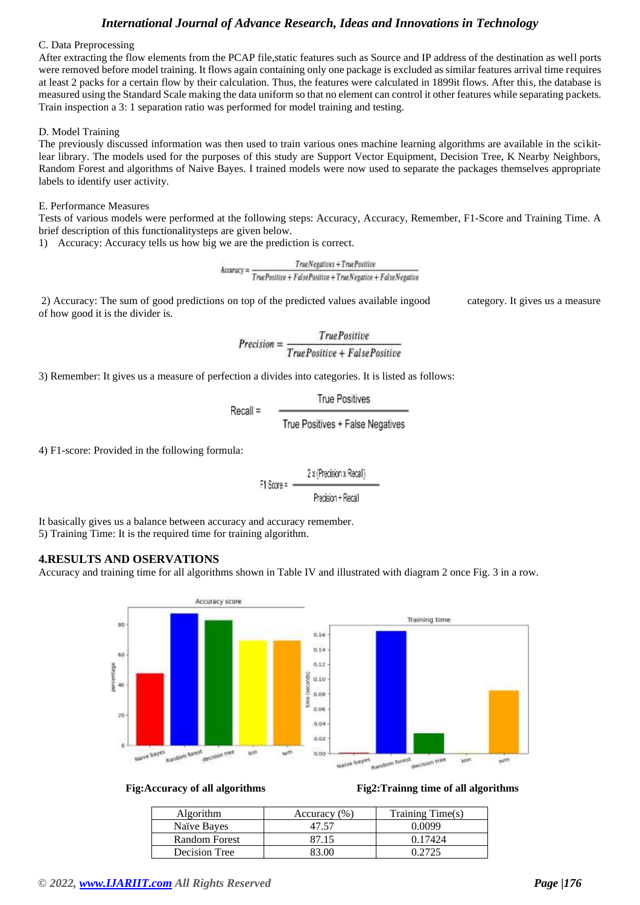C. Data Preprocessing

After extracting the flow elements from the PCAP file,static features such as Source and IP address of the destination as well ports were removed before model training. It flows again containing only one package is excluded as similar features arrival time requires at least 2 packs for a certain flow by their calculation. Thus, the features were calculated in 1899it flows. After this, the database is measured using the Standard Scale making the data uniform so that no element can control it other features while separating packets. Train inspection a 3: 1 separation ratio was performed for model training and testing.

D. Model Training

The previously discussed information was then used to train various ones machine learning algorithms are available in the scikit-lear library. The models used for the purposes of this study are Support Vector Equipment, Decision Tree, K Nearby Neighbors, Random Forest and algorithms of Naive Bayes. I trained models were now used to separate the packages themselves appropriate labels to identify user activity.

E. Performance Measures

Tests of various models were performed at the following steps: Accuracy, Accuracy, Remember, F1-Score and Training Time. A brief description of this functionalitysteps are given below.

1) Accuracy: Accuracy tells us how big we are the prediction is correct.

$$Accuracy = \frac{TrueNegatives + TruePositive}{TruePositive + FalsePositive + TrueNegative + FalseNegative}$$

2) Accuracy: The sum of good predictions on top of the predicted values available ingood category. It gives us a measure of how good it is the divider is.

$$Precision = \frac{TruePositive}{TruePositive + FalsePositive}$$

3) Remember: It gives us a measure of perfection a divides into categories. It is listed as follows:

$$Recall = \frac{True\ Positives}{True\ Positives + False\ Negatives}$$

4) F1-score: Provided in the following formula:

$$F1\ Score = \frac{2 \times (Precision \times Recall)}{Precision + Recall}$$

It basically gives us a balance between accuracy and accuracy remember.

5) Training Time: It is the required time for training algorithm.

## 4.RESULTS AND OSERVATIONS

Accuracy and training time for all algorithms shown in Table IV and illustrated with diagram 2 once Fig. 3 in a row.

**Fig:Accuracy of all algorithms**

**Fig2:Trainng time of all algorithms**

| Algorithm | Accuracy (%) | Training Time(s) |
|---|---|---|
| Naïve Bayes | 47.57 | 0.0099 |
| Random Forest | 87.15 | 0.17424 |
| Decision Tree | 83.00 | 0.2725 |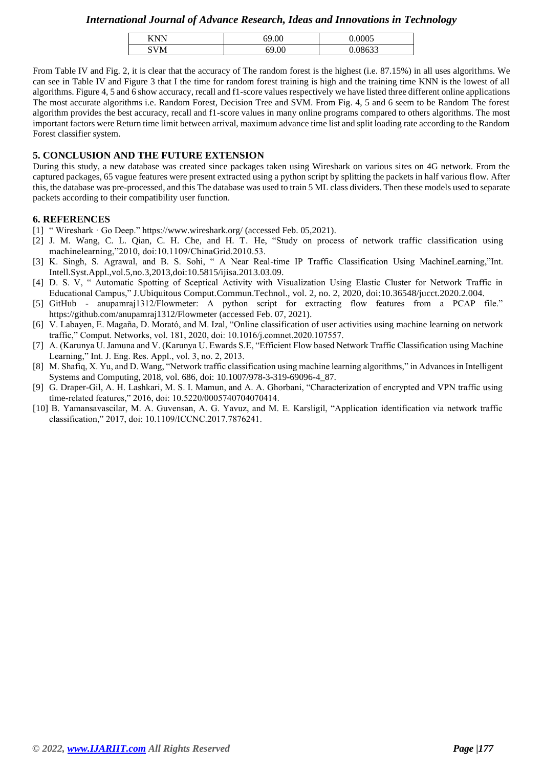| | | |
|---|---|---|
| KNN | 69.00 | 0.0005 |
| SVM | 69.00 | 0.08633 |

From Table IV and Fig. 2, it is clear that the accuracy of The random forest is the highest (i.e. 87.15%) in all uses algorithms. We can see in Table IV and Figure 3 that I the time for random forest training is high and the training time KNN is the lowest of all algorithms. Figure 4, 5 and 6 show accuracy, recall and f1-score values respectively we have listed three different online applications The most accurate algorithms i.e. Random Forest, Decision Tree and SVM. From Fig. 4, 5 and 6 seem to be Random The forest algorithm provides the best accuracy, recall and f1-score values in many online programs compared to others algorithms. The most important factors were Return time limit between arrival, maximum advance time list and split loading rate according to the Random Forest classifier system.

## 5. CONCLUSION AND THE FUTURE EXTENSION

During this study, a new database was created since packages taken using Wireshark on various sites on 4G network. From the captured packages, 65 vague features were present extracted using a python script by splitting the packets in half various flow. After this, the database was pre-processed, and this The database was used to train 5 ML class dividers. Then these models used to separate packets according to their compatibility user function.

## 6. REFERENCES

[1] " Wireshark · Go Deep." https://www.wireshark.org/ (accessed Feb. 05,2021).

[2] J. M. Wang, C. L. Qian, C. H. Che, and H. T. He, "Study on process of network traffic classification using machinelearning,"2010, doi:10.1109/ChinaGrid.2010.53.

[3] K. Singh, S. Agrawal, and B. S. Sohi, " A Near Real-time IP Traffic Classification Using MachineLearning,"Int. Intell.Syst.Appl.,vol.5,no.3,2013,doi:10.5815/ijisa.2013.03.09.

[4] D. S. V, " Automatic Spotting of Sceptical Activity with Visualization Using Elastic Cluster for Network Traffic in Educational Campus," J.Ubiquitous Comput.Commun.Technol., vol. 2, no. 2, 2020, doi:10.36548/jucct.2020.2.004.

[5] GitHub - anupamraj1312/Flowmeter: A python script for extracting flow features from a PCAP file." https://github.com/anupamraj1312/Flowmeter (accessed Feb. 07, 2021).

[6] V. Labayen, E. Magaña, D. Morató, and M. Izal, "Online classification of user activities using machine learning on network traffic," Comput. Networks, vol. 181, 2020, doi: 10.1016/j.comnet.2020.107557.

[7] A. (Karunya U. Jamuna and V. (Karunya U. Ewards S.E, "Efficient Flow based Network Traffic Classification using Machine Learning," Int. J. Eng. Res. Appl., vol. 3, no. 2, 2013.

[8] M. Shafiq, X. Yu, and D. Wang, "Network traffic classification using machine learning algorithms," in Advances in Intelligent Systems and Computing, 2018, vol. 686, doi: 10.1007/978-3-319-69096-4_87.

[9] G. Draper-Gil, A. H. Lashkari, M. S. I. Mamun, and A. A. Ghorbani, "Characterization of encrypted and VPN traffic using time-related features," 2016, doi: 10.5220/0005740704070414.

[10] B. Yamansavascilar, M. A. Guvensan, A. G. Yavuz, and M. E. Karsligil, "Application identification via network traffic classification," 2017, doi: 10.1109/ICCNC.2017.7876241.